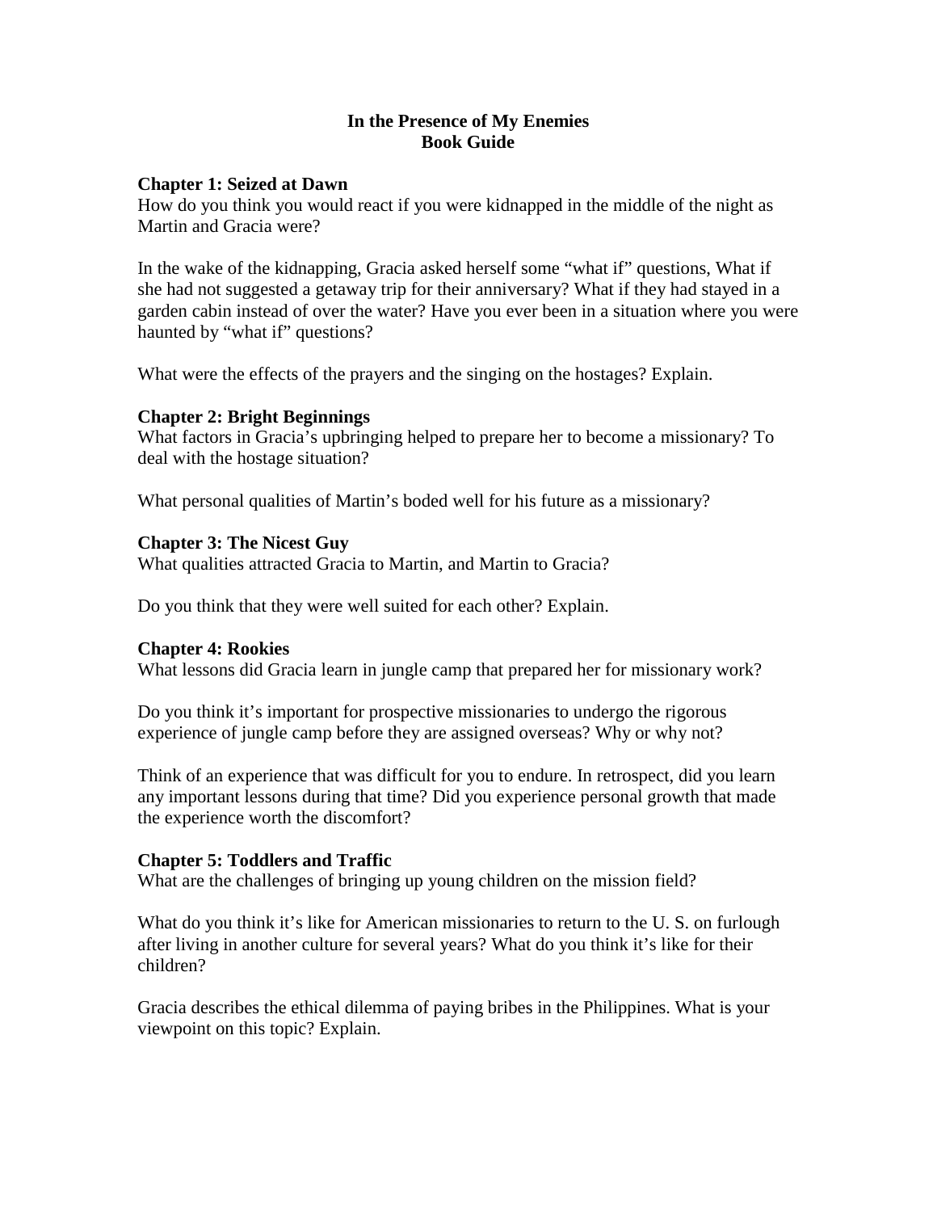# In the Presence of My Enemies
# Book Guide

**Chapter 1: Seized at Dawn**

How do you think you would react if you were kidnapped in the middle of the night as Martin and Gracia were?

In the wake of the kidnapping, Gracia asked herself some "what if" questions, What if she had not suggested a getaway trip for their anniversary? What if they had stayed in a garden cabin instead of over the water? Have you ever been in a situation where you were haunted by "what if" questions?

What were the effects of the prayers and the singing on the hostages? Explain.

**Chapter 2: Bright Beginnings**

What factors in Gracia's upbringing helped to prepare her to become a missionary? To deal with the hostage situation?

What personal qualities of Martin's boded well for his future as a missionary?

**Chapter 3: The Nicest Guy**

What qualities attracted Gracia to Martin, and Martin to Gracia?

Do you think that they were well suited for each other? Explain.

**Chapter 4: Rookies**

What lessons did Gracia learn in jungle camp that prepared her for missionary work?

Do you think it's important for prospective missionaries to undergo the rigorous experience of jungle camp before they are assigned overseas? Why or why not?

Think of an experience that was difficult for you to endure. In retrospect, did you learn any important lessons during that time? Did you experience personal growth that made the experience worth the discomfort?

**Chapter 5: Toddlers and Traffic**

What are the challenges of bringing up young children on the mission field?

What do you think it's like for American missionaries to return to the U. S. on furlough after living in another culture for several years? What do you think it's like for their children?

Gracia describes the ethical dilemma of paying bribes in the Philippines. What is your viewpoint on this topic? Explain.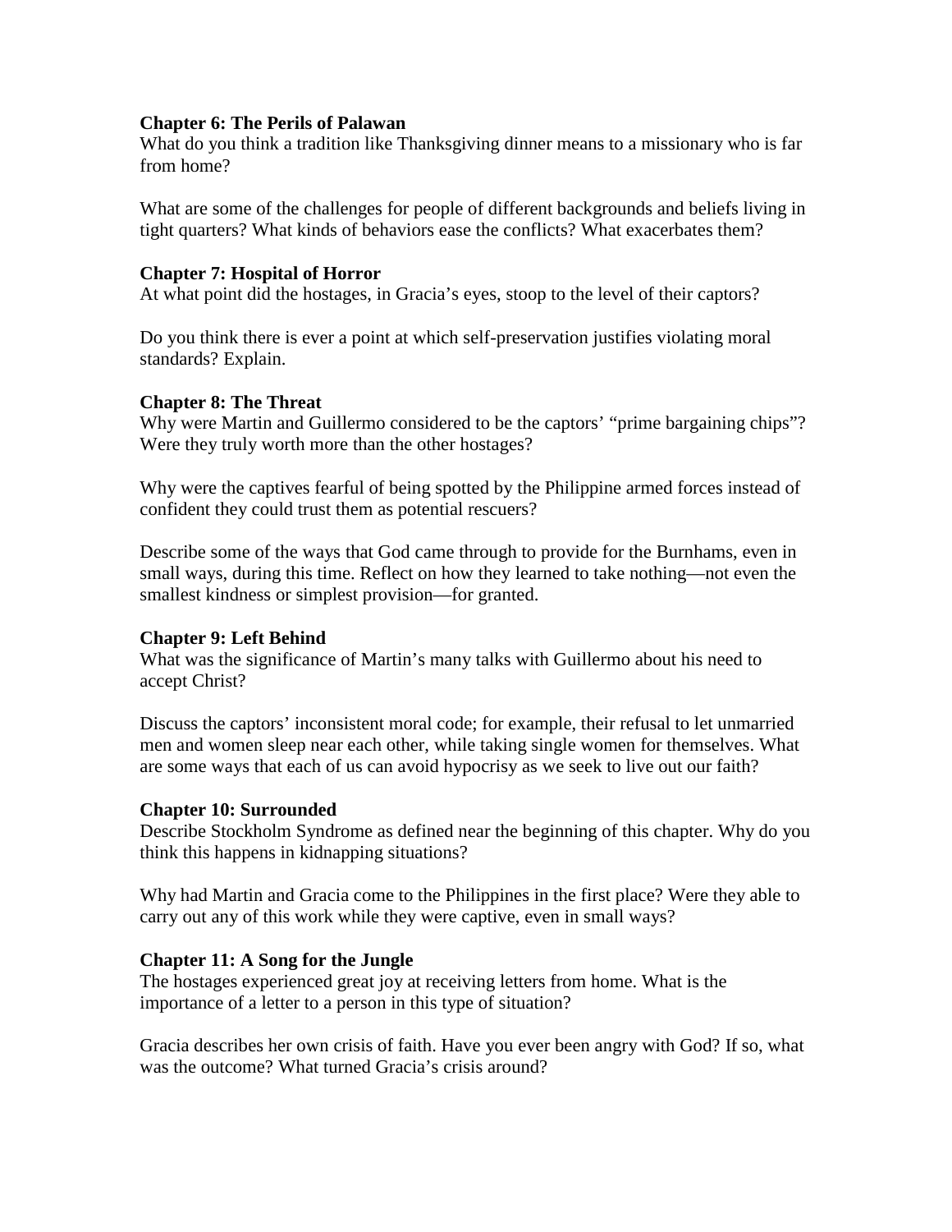**Chapter 6: The Perils of Palawan**

What do you think a tradition like Thanksgiving dinner means to a missionary who is far from home?

What are some of the challenges for people of different backgrounds and beliefs living in tight quarters? What kinds of behaviors ease the conflicts? What exacerbates them?

**Chapter 7: Hospital of Horror**

At what point did the hostages, in Gracia's eyes, stoop to the level of their captors?

Do you think there is ever a point at which self-preservation justifies violating moral standards? Explain.

**Chapter 8: The Threat**

Why were Martin and Guillermo considered to be the captors' "prime bargaining chips"? Were they truly worth more than the other hostages?

Why were the captives fearful of being spotted by the Philippine armed forces instead of confident they could trust them as potential rescuers?

Describe some of the ways that God came through to provide for the Burnhams, even in small ways, during this time. Reflect on how they learned to take nothing—not even the smallest kindness or simplest provision—for granted.

**Chapter 9: Left Behind**

What was the significance of Martin's many talks with Guillermo about his need to accept Christ?

Discuss the captors' inconsistent moral code; for example, their refusal to let unmarried men and women sleep near each other, while taking single women for themselves. What are some ways that each of us can avoid hypocrisy as we seek to live out our faith?

**Chapter 10: Surrounded**

Describe Stockholm Syndrome as defined near the beginning of this chapter. Why do you think this happens in kidnapping situations?

Why had Martin and Gracia come to the Philippines in the first place? Were they able to carry out any of this work while they were captive, even in small ways?

**Chapter 11: A Song for the Jungle**

The hostages experienced great joy at receiving letters from home. What is the importance of a letter to a person in this type of situation?

Gracia describes her own crisis of faith. Have you ever been angry with God? If so, what was the outcome? What turned Gracia's crisis around?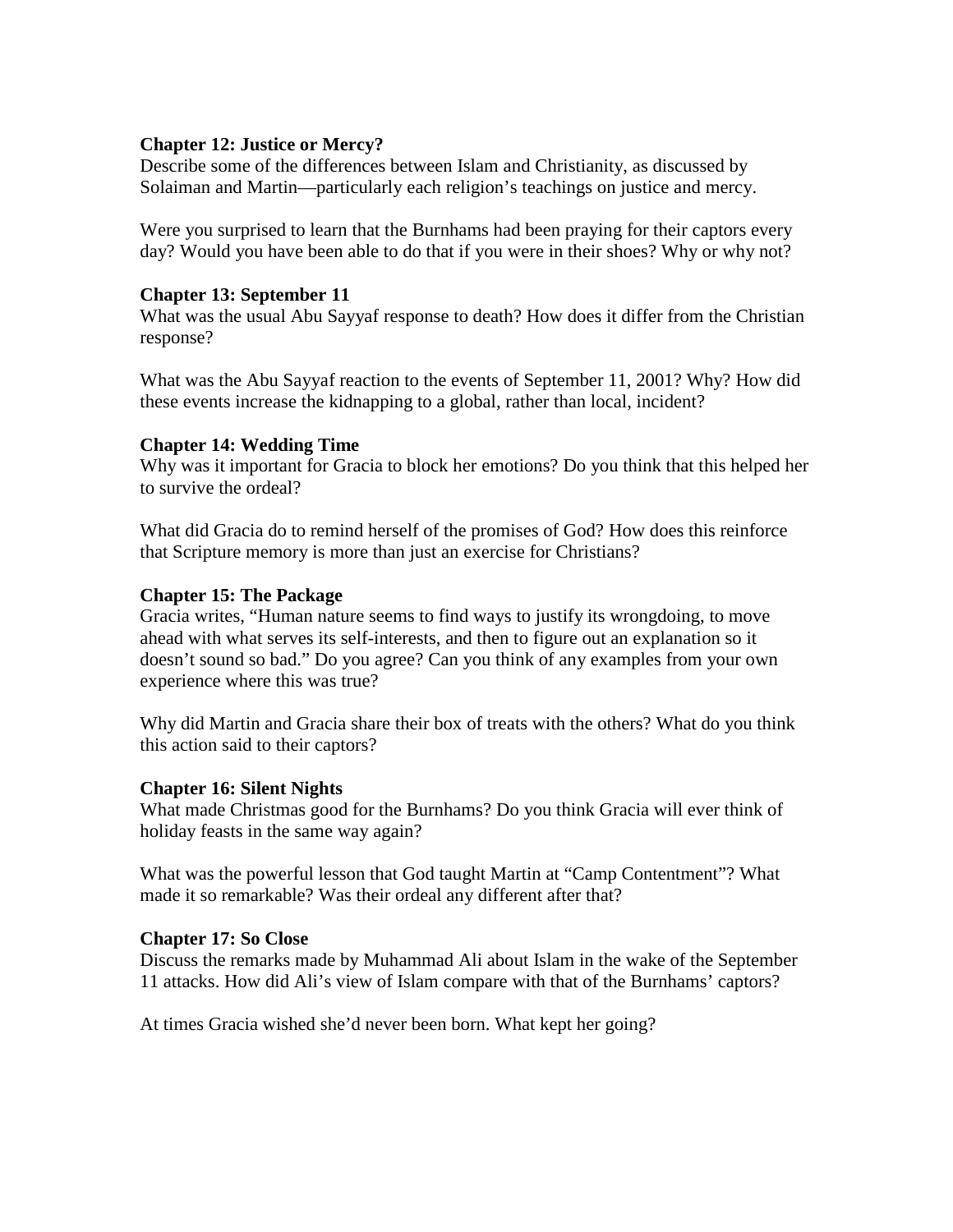**Chapter 12: Justice or Mercy?**

Describe some of the differences between Islam and Christianity, as discussed by Solaiman and Martin—particularly each religion's teachings on justice and mercy.

Were you surprised to learn that the Burnhams had been praying for their captors every day? Would you have been able to do that if you were in their shoes? Why or why not?

**Chapter 13: September 11**

What was the usual Abu Sayyaf response to death? How does it differ from the Christian response?

What was the Abu Sayyaf reaction to the events of September 11, 2001? Why? How did these events increase the kidnapping to a global, rather than local, incident?

**Chapter 14: Wedding Time**

Why was it important for Gracia to block her emotions? Do you think that this helped her to survive the ordeal?

What did Gracia do to remind herself of the promises of God? How does this reinforce that Scripture memory is more than just an exercise for Christians?

**Chapter 15: The Package**

Gracia writes, "Human nature seems to find ways to justify its wrongdoing, to move ahead with what serves its self-interests, and then to figure out an explanation so it doesn't sound so bad." Do you agree? Can you think of any examples from your own experience where this was true?

Why did Martin and Gracia share their box of treats with the others? What do you think this action said to their captors?

**Chapter 16: Silent Nights**

What made Christmas good for the Burnhams? Do you think Gracia will ever think of holiday feasts in the same way again?

What was the powerful lesson that God taught Martin at "Camp Contentment"? What made it so remarkable? Was their ordeal any different after that?

**Chapter 17: So Close**

Discuss the remarks made by Muhammad Ali about Islam in the wake of the September 11 attacks. How did Ali's view of Islam compare with that of the Burnhams' captors?

At times Gracia wished she'd never been born. What kept her going?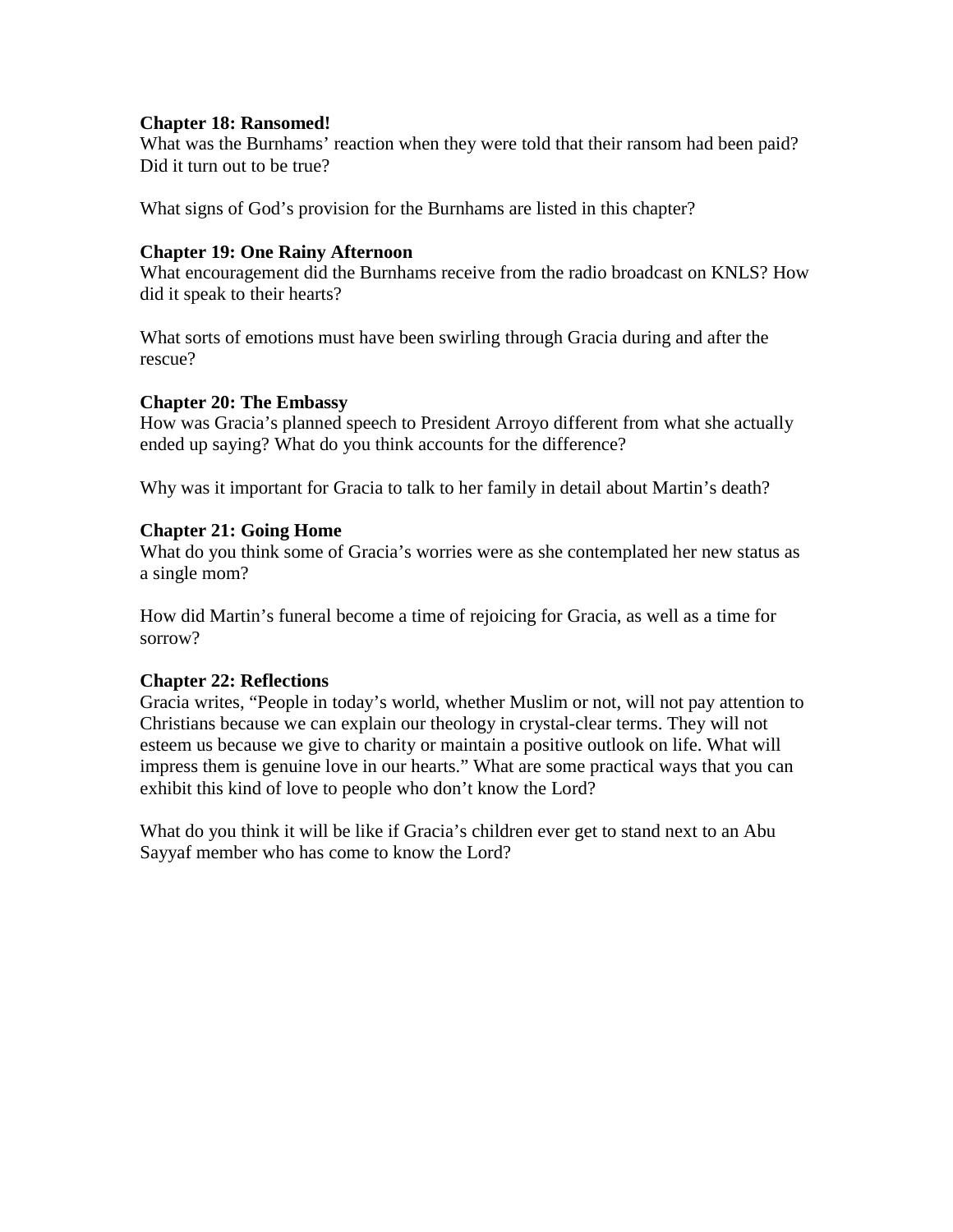**Chapter 18: Ransomed!**
What was the Burnhams' reaction when they were told that their ransom had been paid? Did it turn out to be true?

What signs of God's provision for the Burnhams are listed in this chapter?

**Chapter 19: One Rainy Afternoon**
What encouragement did the Burnhams receive from the radio broadcast on KNLS? How did it speak to their hearts?

What sorts of emotions must have been swirling through Gracia during and after the rescue?

**Chapter 20: The Embassy**
How was Gracia's planned speech to President Arroyo different from what she actually ended up saying? What do you think accounts for the difference?

Why was it important for Gracia to talk to her family in detail about Martin's death?

**Chapter 21: Going Home**
What do you think some of Gracia's worries were as she contemplated her new status as a single mom?

How did Martin's funeral become a time of rejoicing for Gracia, as well as a time for sorrow?

**Chapter 22: Reflections**
Gracia writes, "People in today's world, whether Muslim or not, will not pay attention to Christians because we can explain our theology in crystal-clear terms. They will not esteem us because we give to charity or maintain a positive outlook on life. What will impress them is genuine love in our hearts." What are some practical ways that you can exhibit this kind of love to people who don't know the Lord?

What do you think it will be like if Gracia's children ever get to stand next to an Abu Sayyaf member who has come to know the Lord?